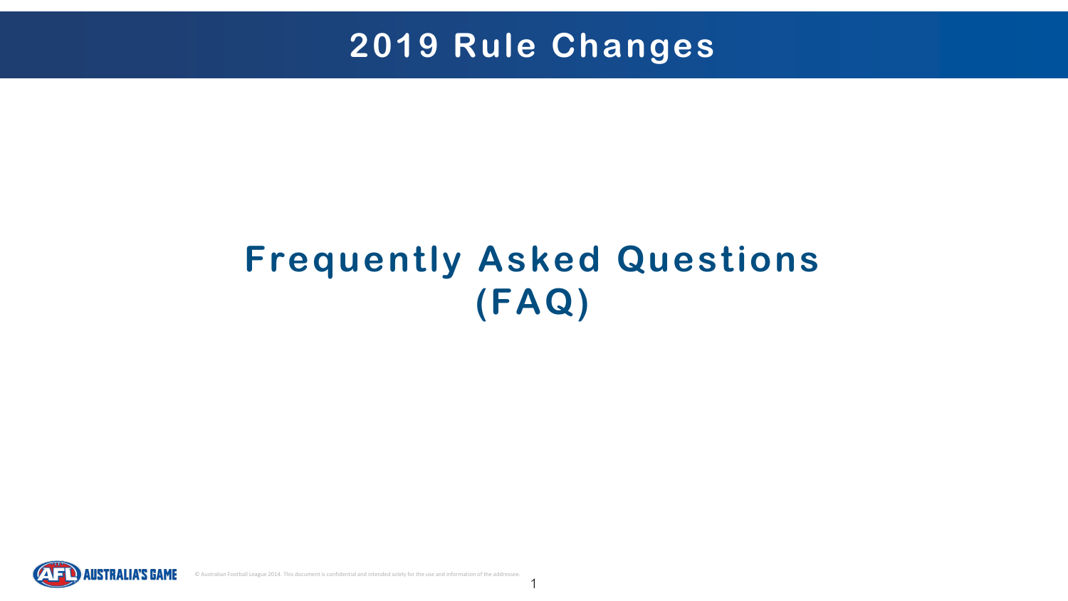# 2019 Rule Changes

## Frequently Asked Questions (FAQ)

© Australian Football League 2014. This document is confidential and intended solely for the use and information of the addressee.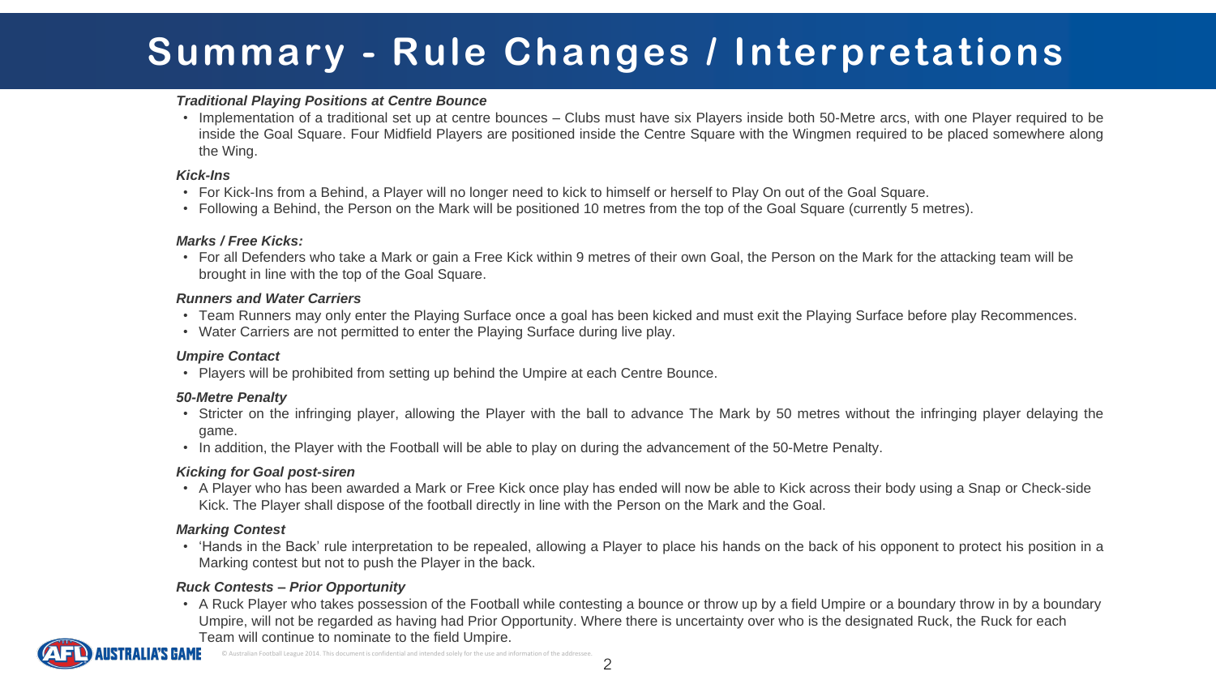# Summary - Rule Changes / Interpretations

***Traditional Playing Positions at Centre Bounce***

- Implementation of a traditional set up at centre bounces – Clubs must have six Players inside both 50-Metre arcs, with one Player required to be inside the Goal Square. Four Midfield Players are positioned inside the Centre Square with the Wingmen required to be placed somewhere along the Wing.

***Kick-Ins***

- For Kick-Ins from a Behind, a Player will no longer need to kick to himself or herself to Play On out of the Goal Square.
- Following a Behind, the Person on the Mark will be positioned 10 metres from the top of the Goal Square (currently 5 metres).

***Marks / Free Kicks:***

- For all Defenders who take a Mark or gain a Free Kick within 9 metres of their own Goal, the Person on the Mark for the attacking team will be brought in line with the top of the Goal Square.

***Runners and Water Carriers***

- Team Runners may only enter the Playing Surface once a goal has been kicked and must exit the Playing Surface before play Recommences.
- Water Carriers are not permitted to enter the Playing Surface during live play.

***Umpire Contact***

- Players will be prohibited from setting up behind the Umpire at each Centre Bounce.

***50-Metre Penalty***

- Stricter on the infringing player, allowing the Player with the ball to advance The Mark by 50 metres without the infringing player delaying the game.
- In addition, the Player with the Football will be able to play on during the advancement of the 50-Metre Penalty.

***Kicking for Goal post-siren***

- A Player who has been awarded a Mark or Free Kick once play has ended will now be able to Kick across their body using a Snap or Check-side Kick. The Player shall dispose of the football directly in line with the Person on the Mark and the Goal.

***Marking Contest***

- 'Hands in the Back' rule interpretation to be repealed, allowing a Player to place his hands on the back of his opponent to protect his position in a Marking contest but not to push the Player in the back.

***Ruck Contests – Prior Opportunity***

- A Ruck Player who takes possession of the Football while contesting a bounce or throw up by a field Umpire or a boundary throw in by a boundary Umpire, will not be regarded as having had Prior Opportunity. Where there is uncertainty over who is the designated Ruck, the Ruck for each Team will continue to nominate to the field Umpire.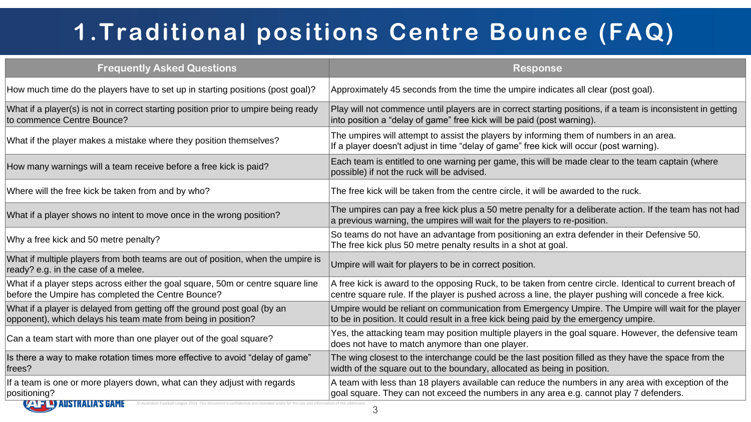# 1.Traditional positions Centre Bounce (FAQ)

| Frequently Asked Questions | Response |
|---|---|
| How much time do the players have to set up in starting positions (post goal)? | Approximately 45 seconds from the time the umpire indicates all clear (post goal). |
| What if a player(s) is not in correct starting position prior to umpire being ready to commence Centre Bounce? | Play will not commence until players are in correct starting positions, if a team is inconsistent in getting into position a "delay of game" free kick will be paid (post warning). |
| What if the player makes a mistake where they position themselves? | The umpires will attempt to assist the players by informing them of numbers in an area. If a player doesn't adjust in time "delay of game" free kick will occur (post warning). |
| How many warnings will a team receive before a free kick is paid? | Each team is entitled to one warning per game, this will be made clear to the team captain (where possible) if not the ruck will be advised. |
| Where will the free kick be taken from and by who? | The free kick will be taken from the centre circle, it will be awarded to the ruck. |
| What if a player shows no intent to move once in the wrong position? | The umpires can pay a free kick plus a 50 metre penalty for a deliberate action. If the team has not had a previous warning, the umpires will wait for the players to re-position. |
| Why a free kick and 50 metre penalty? | So teams do not have an advantage from positioning an extra defender in their Defensive 50. The free kick plus 50 metre penalty results in a shot at goal. |
| What if multiple players from both teams are out of position, when the umpire is ready? e.g. in the case of a melee. | Umpire will wait for players to be in correct position. |
| What if a player steps across either the goal square, 50m or centre square line before the Umpire has completed the Centre Bounce? | A free kick is award to the opposing Ruck, to be taken from centre circle. Identical to current breach of centre square rule. If the player is pushed across a line, the player pushing will concede a free kick. |
| What if a player is delayed from getting off the ground post goal (by an opponent), which delays his team mate from being in position? | Umpire would be reliant on communication from Emergency Umpire. The Umpire will wait for the player to be in position. It could result in a free kick being paid by the emergency umpire. |
| Can a team start with more than one player out of the goal square? | Yes, the attacking team may position multiple players in the goal square. However, the defensive team does not have to match anymore than one player. |
| Is there a way to make rotation times more effective to avoid "delay of game" frees? | The wing closest to the interchange could be the last position filled as they have the space from the width of the square out to the boundary, allocated as being in position. |
| If a team is one or more players down, what can they adjust with regards positioning? | A team with less than 18 players available can reduce the numbers in any area with exception of the goal square. They can not exceed the numbers in any area e.g. cannot play 7 defenders. |

© Australian Football League 2014. This document is confidential and intended solely for the use and information of the addressee.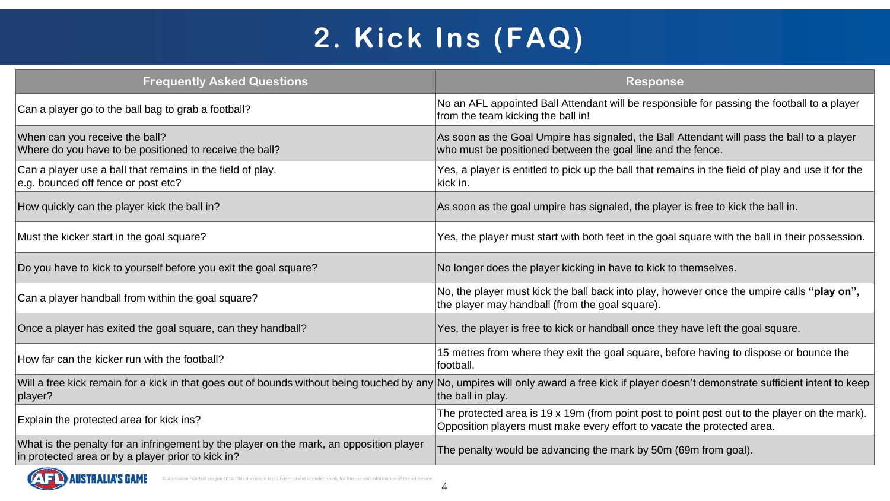# 2. Kick Ins (FAQ)

| Frequently Asked Questions | Response |
|---|---|
| Can a player go to the ball bag to grab a football? | No an AFL appointed Ball Attendant will be responsible for passing the football to a player from the team kicking the ball in! |
| When can you receive the ball?<br>Where do you have to be positioned to receive the ball? | As soon as the Goal Umpire has signaled, the Ball Attendant will pass the ball to a player who must be positioned between the goal line and the fence. |
| Can a player use a ball that remains in the field of play.<br>e.g. bounced off fence or post etc? | Yes, a player is entitled to pick up the ball that remains in the field of play and use it for the kick in. |
| How quickly can the player kick the ball in? | As soon as the goal umpire has signaled, the player is free to kick the ball in. |
| Must the kicker start in the goal square? | Yes, the player must start with both feet in the goal square with the ball in their possession. |
| Do you have to kick to yourself before you exit the goal square? | No longer does the player kicking in have to kick to themselves. |
| Can a player handball from within the goal square? | No, the player must kick the ball back into play, however once the umpire calls **"play on",** the player may handball (from the goal square). |
| Once a player has exited the goal square, can they handball? | Yes, the player is free to kick or handball once they have left the goal square. |
| How far can the kicker run with the football? | 15 metres from where they exit the goal square, before having to dispose or bounce the football. |
| Will a free kick remain for a kick in that goes out of bounds without being touched by any player? | No, umpires will only award a free kick if player doesn't demonstrate sufficient intent to keep the ball in play. |
| Explain the protected area for kick ins? | The protected area is 19 x 19m (from point post to point post out to the player on the mark). Opposition players must make every effort to vacate the protected area. |
| What is the penalty for an infringement by the player on the mark, an opposition player in protected area or by a player prior to kick in? | The penalty would be advancing the mark by 50m (69m from goal). |

AFL AUSTRALIA'S GAME

© Australian Football League 2014. This document is confidential and intended solely for the use and information of the addressee.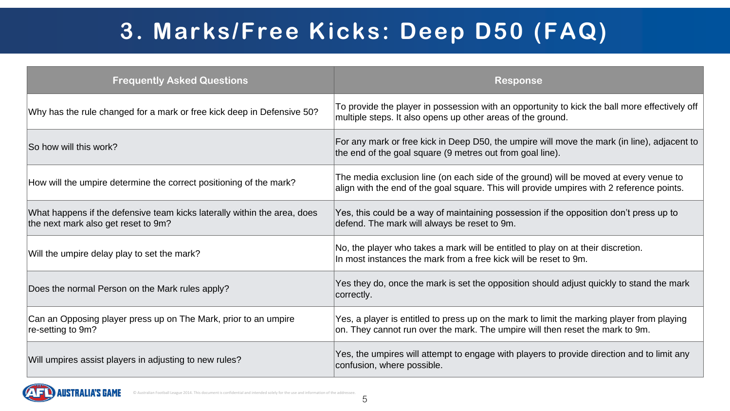# 3. Marks/Free Kicks: Deep D50 (FAQ)

| Frequently Asked Questions | Response |
| --- | --- |
| Why has the rule changed for a mark or free kick deep in Defensive 50? | To provide the player in possession with an opportunity to kick the ball more effectively off multiple steps. It also opens up other areas of the ground. |
| So how will this work? | For any mark or free kick in Deep D50, the umpire will move the mark (in line), adjacent to the end of the goal square (9 metres out from goal line). |
| How will the umpire determine the correct positioning of the mark? | The media exclusion line (on each side of the ground) will be moved at every venue to align with the end of the goal square. This will provide umpires with 2 reference points. |
| What happens if the defensive team kicks laterally within the area, does the next mark also get reset to 9m? | Yes, this could be a way of maintaining possession if the opposition don't press up to defend. The mark will always be reset to 9m. |
| Will the umpire delay play to set the mark? | No, the player who takes a mark will be entitled to play on at their discretion. In most instances the mark from a free kick will be reset to 9m. |
| Does the normal Person on the Mark rules apply? | Yes they do, once the mark is set the opposition should adjust quickly to stand the mark correctly. |
| Can an Opposing player press up on The Mark, prior to an umpire re-setting to 9m? | Yes, a player is entitled to press up on the mark to limit the marking player from playing on. They cannot run over the mark. The umpire will then reset the mark to 9m. |
| Will umpires assist players in adjusting to new rules? | Yes, the umpires will attempt to engage with players to provide direction and to limit any confusion, where possible. |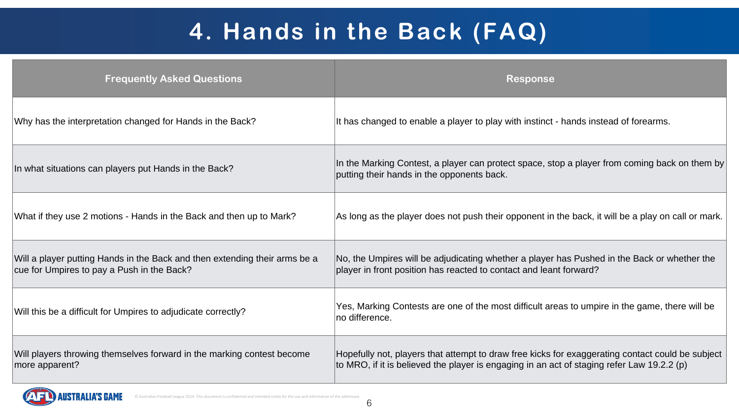# 4. Hands in the Back (FAQ)

| Frequently Asked Questions | Response |
|---|---|
| Why has the interpretation changed for Hands in the Back? | It has changed to enable a player to play with instinct - hands instead of forearms. |
| In what situations can players put Hands in the Back? | In the Marking Contest, a player can protect space, stop a player from coming back on them by putting their hands in the opponents back. |
| What if they use 2 motions - Hands in the Back and then up to Mark? | As long as the player does not push their opponent in the back, it will be a play on call or mark. |
| Will a player putting Hands in the Back and then extending their arms be a cue for Umpires to pay a Push in the Back? | No, the Umpires will be adjudicating whether a player has Pushed in the Back or whether the player in front position has reacted to contact and leant forward? |
| Will this be a difficult for Umpires to adjudicate correctly? | Yes, Marking Contests are one of the most difficult areas to umpire in the game, there will be no difference. |
| Will players throwing themselves forward in the marking contest become more apparent? | Hopefully not, players that attempt to draw free kicks for exaggerating contact could be subject to MRO, if it is believed the player is engaging in an act of staging refer Law 19.2.2 (p) |

© Australian Football League 2014. This document is confidential and intended solely for the use and information of the addressee.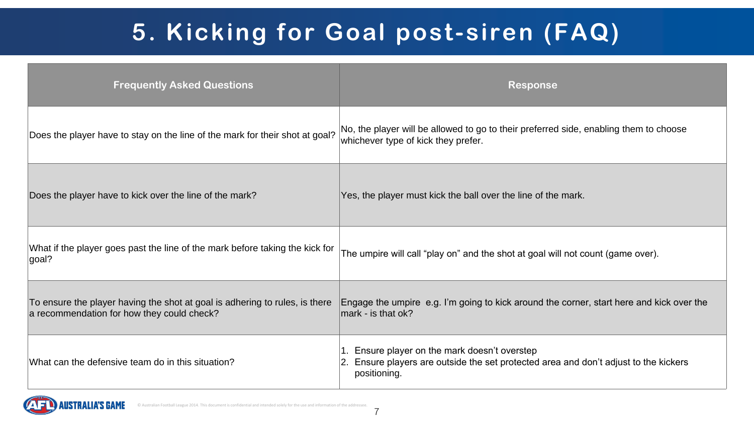# 5. Kicking for Goal post-siren (FAQ)

| Frequently Asked Questions | Response |
| --- | --- |
| Does the player have to stay on the line of the mark for their shot at goal? | No, the player will be allowed to go to their preferred side, enabling them to choose whichever type of kick they prefer. |
| Does the player have to kick over the line of the mark? | Yes, the player must kick the ball over the line of the mark. |
| What if the player goes past the line of the mark before taking the kick for goal? | The umpire will call "play on" and the shot at goal will not count (game over). |
| To ensure the player having the shot at goal is adhering to rules, is there a recommendation for how they could check? | Engage the umpire e.g. I'm going to kick around the corner, start here and kick over the mark - is that ok? |
| What can the defensive team do in this situation? | 1. Ensure player on the mark doesn't overstep<br>2. Ensure players are outside the set protected area and don't adjust to the kickers positioning. |

© Australian Football League 2014. This document is confidential and intended solely for the use and information of the addressee.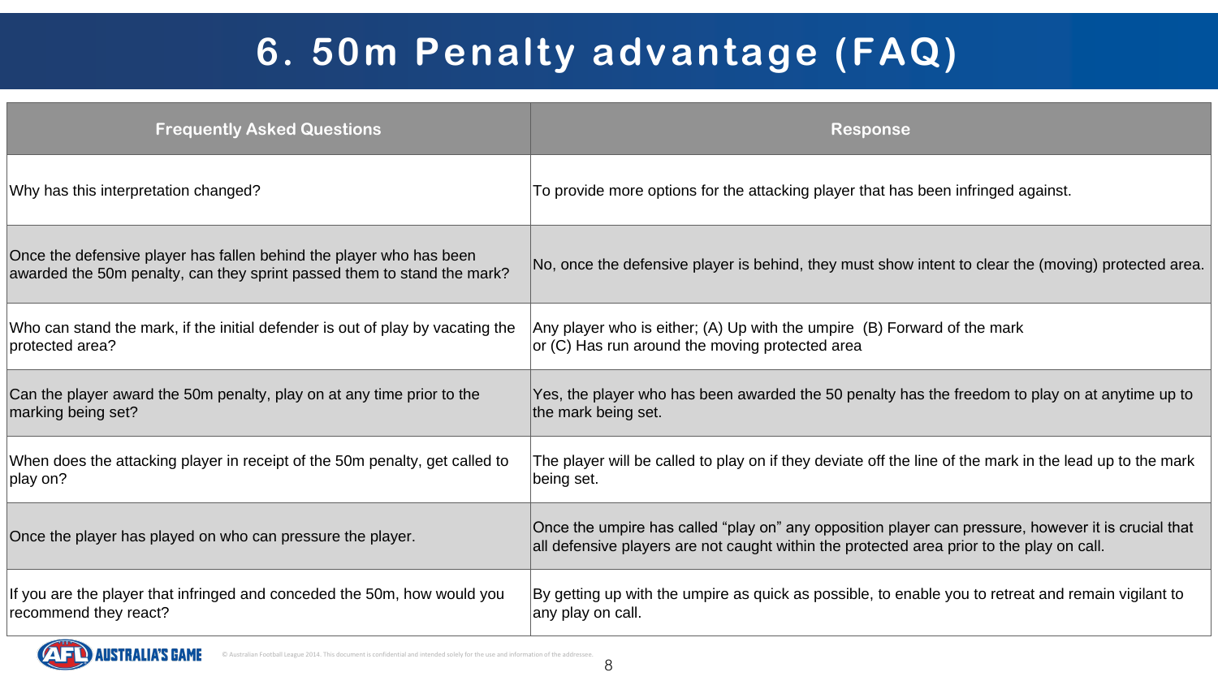# 6. 50m Penalty advantage (FAQ)

| Frequently Asked Questions | Response |
| --- | --- |
| Why has this interpretation changed? | To provide more options for the attacking player that has been infringed against. |
| Once the defensive player has fallen behind the player who has been awarded the 50m penalty, can they sprint passed them to stand the mark? | No, once the defensive player is behind, they must show intent to clear the (moving) protected area. |
| Who can stand the mark, if the initial defender is out of play by vacating the protected area? | Any player who is either; (A) Up with the umpire (B) Forward of the mark or (C) Has run around the moving protected area |
| Can the player award the 50m penalty, play on at any time prior to the marking being set? | Yes, the player who has been awarded the 50 penalty has the freedom to play on at anytime up to the mark being set. |
| When does the attacking player in receipt of the 50m penalty, get called to play on? | The player will be called to play on if they deviate off the line of the mark in the lead up to the mark being set. |
| Once the player has played on who can pressure the player. | Once the umpire has called "play on" any opposition player can pressure, however it is crucial that all defensive players are not caught within the protected area prior to the play on call. |
| If you are the player that infringed and conceded the 50m, how would you recommend they react? | By getting up with the umpire as quick as possible, to enable you to retreat and remain vigilant to any play on call. |

© Australian Football League 2014. This document is confidential and intended solely for the use and information of the addressee.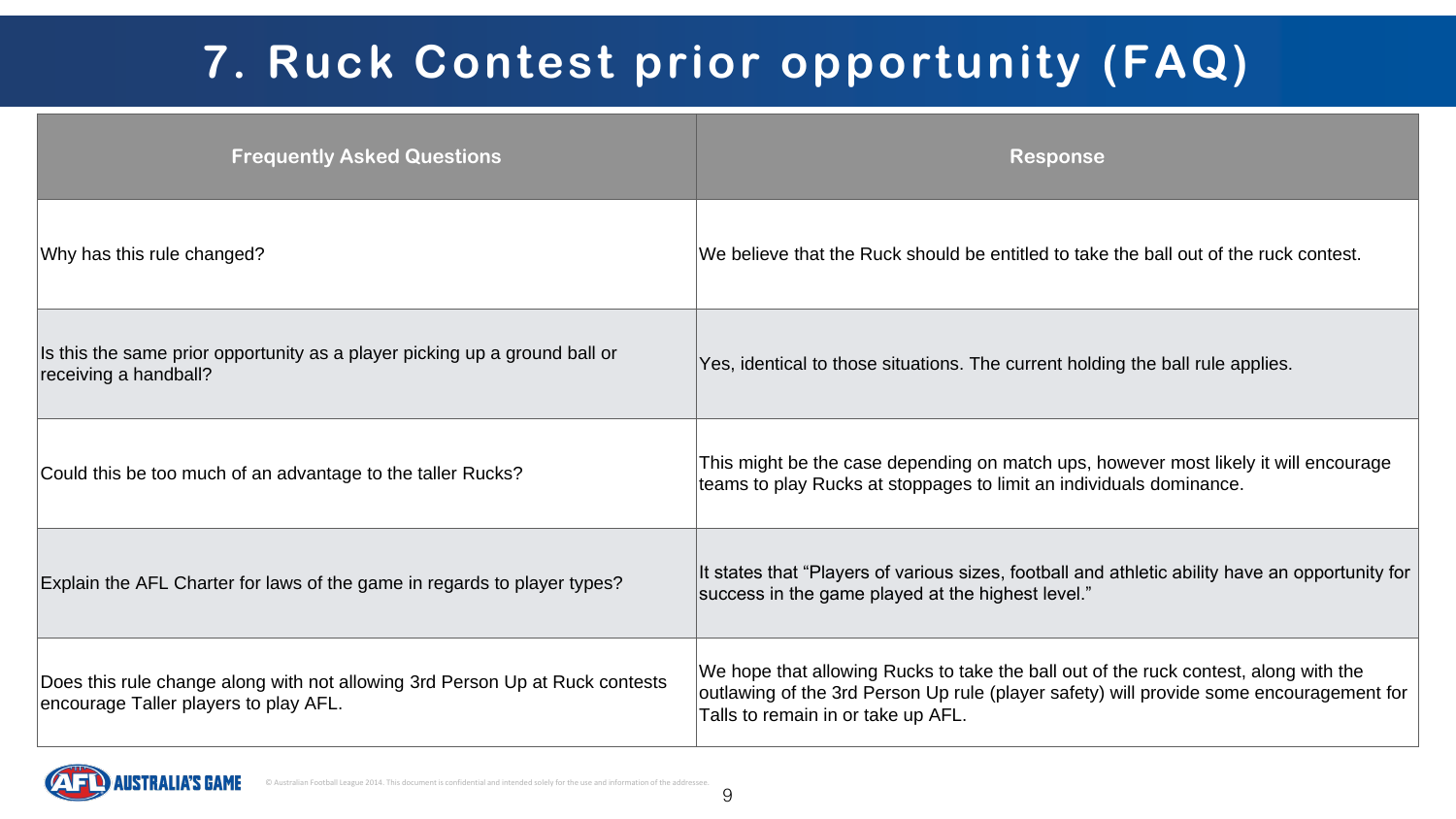# 7. Ruck Contest prior opportunity (FAQ)

| Frequently Asked Questions | Response |
|---|---|
| Why has this rule changed? | We believe that the Ruck should be entitled to take the ball out of the ruck contest. |
| Is this the same prior opportunity as a player picking up a ground ball or receiving a handball? | Yes, identical to those situations. The current holding the ball rule applies. |
| Could this be too much of an advantage to the taller Rucks? | This might be the case depending on match ups, however most likely it will encourage teams to play Rucks at stoppages to limit an individuals dominance. |
| Explain the AFL Charter for laws of the game in regards to player types? | It states that "Players of various sizes, football and athletic ability have an opportunity for success in the game played at the highest level." |
| Does this rule change along with not allowing 3rd Person Up at Ruck contests encourage Taller players to play AFL. | We hope that allowing Rucks to take the ball out of the ruck contest, along with the outlawing of the 3rd Person Up rule (player safety) will provide some encouragement for Talls to remain in or take up AFL. |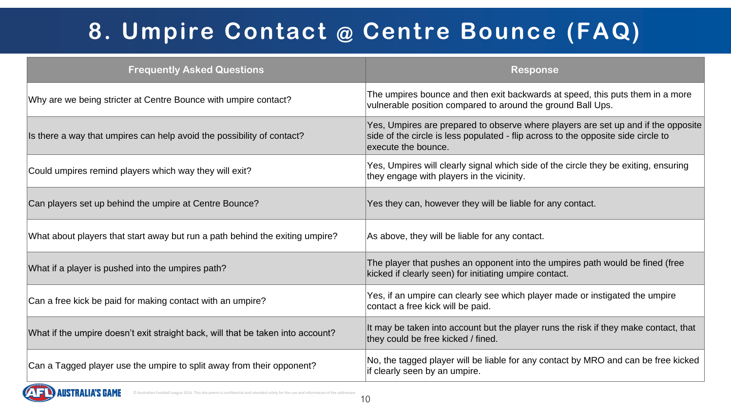# 8. Umpire Contact @ Centre Bounce (FAQ)

| Frequently Asked Questions | Response |
| --- | --- |
| Why are we being stricter at Centre Bounce with umpire contact? | The umpires bounce and then exit backwards at speed, this puts them in a more vulnerable position compared to around the ground Ball Ups. |
| Is there a way that umpires can help avoid the possibility of contact? | Yes, Umpires are prepared to observe where players are set up and if the opposite side of the circle is less populated - flip across to the opposite side circle to execute the bounce. |
| Could umpires remind players which way they will exit? | Yes, Umpires will clearly signal which side of the circle they be exiting, ensuring they engage with players in the vicinity. |
| Can players set up behind the umpire at Centre Bounce? | Yes they can, however they will be liable for any contact. |
| What about players that start away but run a path behind the exiting umpire? | As above, they will be liable for any contact. |
| What if a player is pushed into the umpires path? | The player that pushes an opponent into the umpires path would be fined (free kicked if clearly seen) for initiating umpire contact. |
| Can a free kick be paid for making contact with an umpire? | Yes, if an umpire can clearly see which player made or instigated the umpire contact a free kick will be paid. |
| What if the umpire doesn't exit straight back, will that be taken into account? | It may be taken into account but the player runs the risk if they make contact, that they could be free kicked / fined. |
| Can a Tagged player use the umpire to split away from their opponent? | No, the tagged player will be liable for any contact by MRO and can be free kicked if clearly seen by an umpire. |

© Australian Football League 2014. This document is confidential and intended solely for the use and information of the addressee.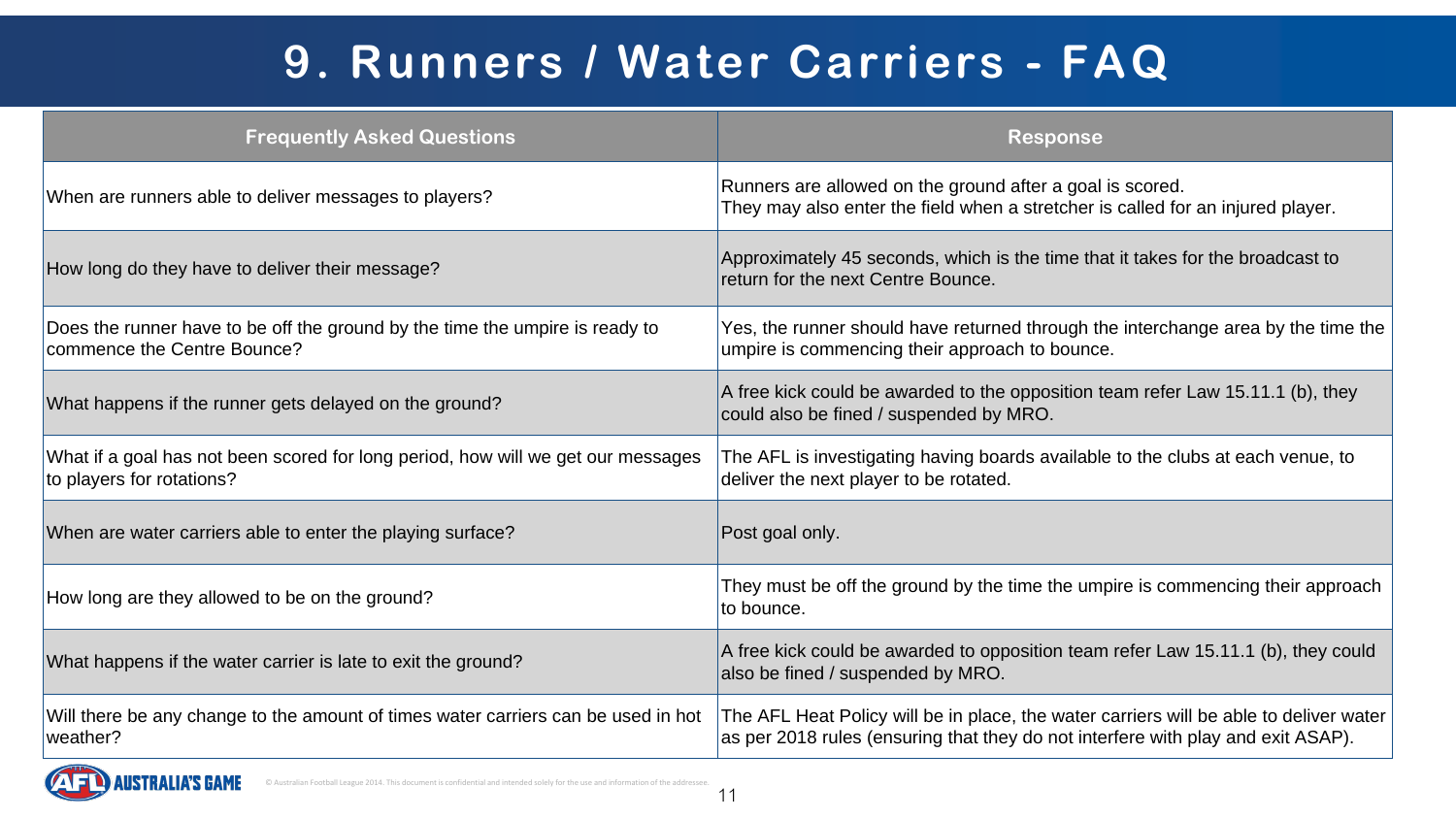# 9. Runners / Water Carriers - FAQ

| Frequently Asked Questions | Response |
|---|---|
| When are runners able to deliver messages to players? | Runners are allowed on the ground after a goal is scored. They may also enter the field when a stretcher is called for an injured player. |
| How long do they have to deliver their message? | Approximately 45 seconds, which is the time that it takes for the broadcast to return for the next Centre Bounce. |
| Does the runner have to be off the ground by the time the umpire is ready to commence the Centre Bounce? | Yes, the runner should have returned through the interchange area by the time the umpire is commencing their approach to bounce. |
| What happens if the runner gets delayed on the ground? | A free kick could be awarded to the opposition team refer Law 15.11.1 (b), they could also be fined / suspended by MRO. |
| What if a goal has not been scored for long period, how will we get our messages to players for rotations? | The AFL is investigating having boards available to the clubs at each venue, to deliver the next player to be rotated. |
| When are water carriers able to enter the playing surface? | Post goal only. |
| How long are they allowed to be on the ground? | They must be off the ground by the time the umpire is commencing their approach to bounce. |
| What happens if the water carrier is late to exit the ground? | A free kick could be awarded to opposition team refer Law 15.11.1 (b), they could also be fined / suspended by MRO. |
| Will there be any change to the amount of times water carriers can be used in hot weather? | The AFL Heat Policy will be in place, the water carriers will be able to deliver water as per 2018 rules (ensuring that they do not interfere with play and exit ASAP). |

© Australian Football League 2014. This document is confidential and intended solely for the use and information of the addressee.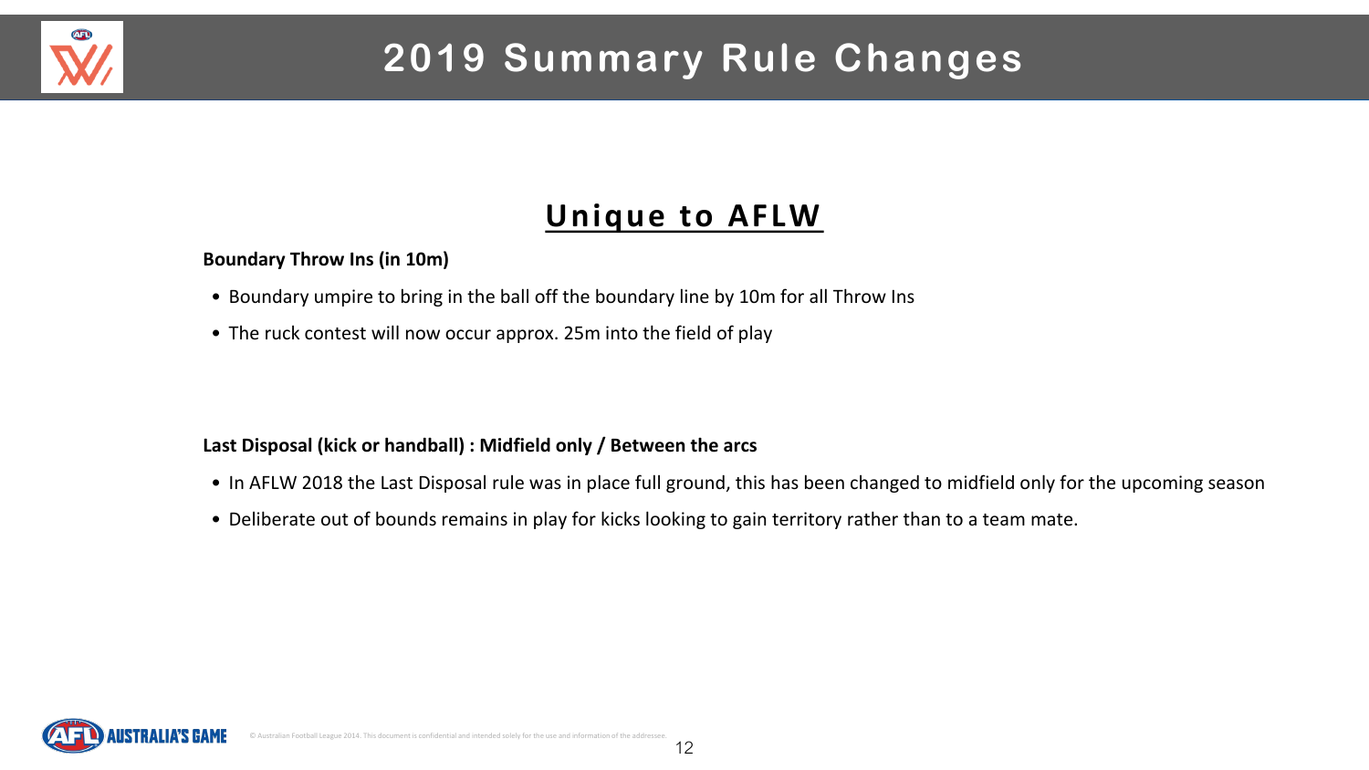# 2019 Summary Rule Changes

## Unique to AFLW

**Boundary Throw Ins (in 10m)**

- Boundary umpire to bring in the ball off the boundary line by 10m for all Throw Ins
- The ruck contest will now occur approx. 25m into the field of play

**Last Disposal (kick or handball) : Midfield only / Between the arcs**

- In AFLW 2018 the Last Disposal rule was in place full ground, this has been changed to midfield only for the upcoming season
- Deliberate out of bounds remains in play for kicks looking to gain territory rather than to a team mate.

© Australian Football League 2014. This document is confidential and intended solely for the use and information of the addressee.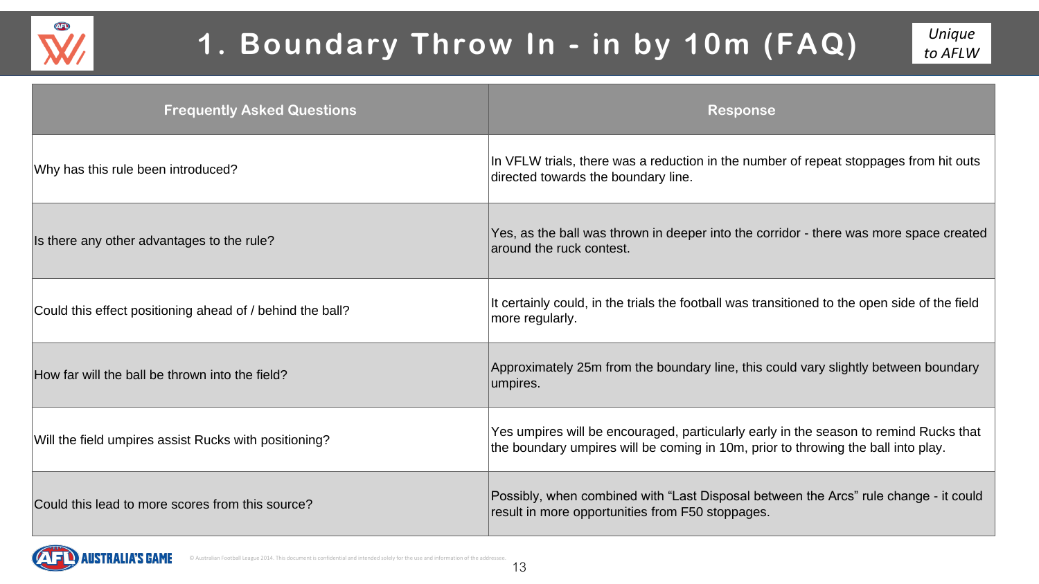# 1. Boundary Throw In - in by 10m (FAQ)

*Unique to AFLW*

| Frequently Asked Questions | Response |
| --- | --- |
| Why has this rule been introduced? | In VFLW trials, there was a reduction in the number of repeat stoppages from hit outs directed towards the boundary line. |
| Is there any other advantages to the rule? | Yes, as the ball was thrown in deeper into the corridor - there was more space created around the ruck contest. |
| Could this effect positioning ahead of / behind the ball? | It certainly could, in the trials the football was transitioned to the open side of the field more regularly. |
| How far will the ball be thrown into the field? | Approximately 25m from the boundary line, this could vary slightly between boundary umpires. |
| Will the field umpires assist Rucks with positioning? | Yes umpires will be encouraged, particularly early in the season to remind Rucks that the boundary umpires will be coming in 10m, prior to throwing the ball into play. |
| Could this lead to more scores from this source? | Possibly, when combined with "Last Disposal between the Arcs" rule change - it could result in more opportunities from F50 stoppages. |

© Australian Football League 2014. This document is confidential and intended solely for the use and information of the addressee.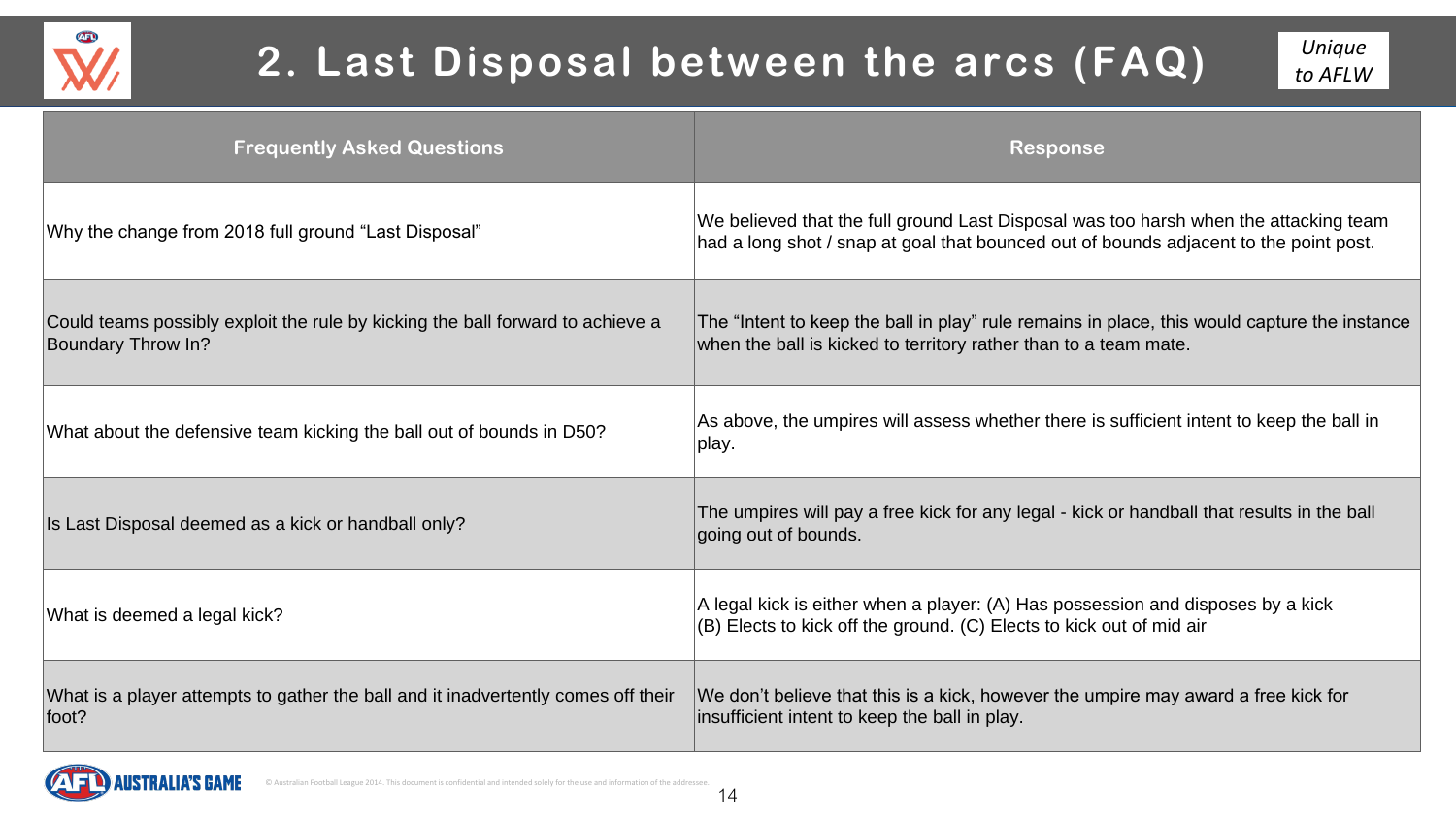# 2. Last Disposal between the arcs (FAQ)

*Unique to AFLW*

| Frequently Asked Questions | Response |
| --- | --- |
| Why the change from 2018 full ground "Last Disposal" | We believed that the full ground Last Disposal was too harsh when the attacking team had a long shot / snap at goal that bounced out of bounds adjacent to the point post. |
| Could teams possibly exploit the rule by kicking the ball forward to achieve a Boundary Throw In? | The "Intent to keep the ball in play" rule remains in place, this would capture the instance when the ball is kicked to territory rather than to a team mate. |
| What about the defensive team kicking the ball out of bounds in D50? | As above, the umpires will assess whether there is sufficient intent to keep the ball in play. |
| Is Last Disposal deemed as a kick or handball only? | The umpires will pay a free kick for any legal - kick or handball that results in the ball going out of bounds. |
| What is deemed a legal kick? | A legal kick is either when a player: (A) Has possession and disposes by a kick (B) Elects to kick off the ground. (C) Elects to kick out of mid air |
| What is a player attempts to gather the ball and it inadvertently comes off their foot? | We don't believe that this is a kick, however the umpire may award a free kick for insufficient intent to keep the ball in play. |

© Australian Football League 2014. This document is confidential and intended solely for the use and information of the addressee.